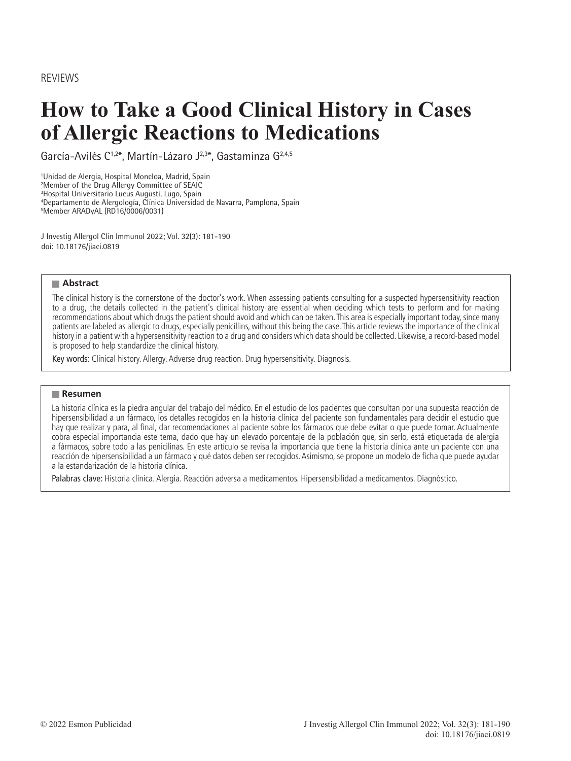REVIEWS

# How to Take a Good Clinical History in Cases of Allergic Reactions to Medications

García-Avilés C[1,2]*, Martín-Lázaro J[2,3]*, Gastaminza G[2,4,5]

[1]Unidad de Alergia, Hospital Moncloa, Madrid, Spain
[2]Member of the Drug Allergy Committee of SEAIC
[3]Hospital Universitario Lucus Augusti, Lugo, Spain
[4]Departamento de Alergología, Clínica Universidad de Navarra, Pamplona, Spain
[5]Member ARADyAL (RD16/0006/0031)

J Investig Allergol Clin Immunol 2022; Vol. 32(3): 181-190
doi: 10.18176/jiaci.0819

## Abstract

The clinical history is the cornerstone of the doctor's work. When assessing patients consulting for a suspected hypersensitivity reaction to a drug, the details collected in the patient's clinical history are essential when deciding which tests to perform and for making recommendations about which drugs the patient should avoid and which can be taken. This area is especially important today, since many patients are labeled as allergic to drugs, especially penicillins, without this being the case. This article reviews the importance of the clinical history in a patient with a hypersensitivity reaction to a drug and considers which data should be collected. Likewise, a record-based model is proposed to help standardize the clinical history.

**Key words:** Clinical history. Allergy. Adverse drug reaction. Drug hypersensitivity. Diagnosis.

## Resumen

La historia clínica es la piedra angular del trabajo del médico. En el estudio de los pacientes que consultan por una supuesta reacción de hipersensibilidad a un fármaco, los detalles recogidos en la historia clínica del paciente son fundamentales para decidir el estudio que hay que realizar y para, al final, dar recomendaciones al paciente sobre los fármacos que debe evitar o que puede tomar. Actualmente cobra especial importancia este tema, dado que hay un elevado porcentaje de la población que, sin serlo, está etiquetada de alergia a fármacos, sobre todo a las penicilinas. En este artículo se revisa la importancia que tiene la historia clínica ante un paciente con una reacción de hipersensibilidad a un fármaco y qué datos deben ser recogidos. Asimismo, se propone un modelo de ficha que puede ayudar a la estandarización de la historia clínica.

**Palabras clave:** Historia clínica. Alergia. Reacción adversa a medicamentos. Hipersensibilidad a medicamentos. Diagnóstico.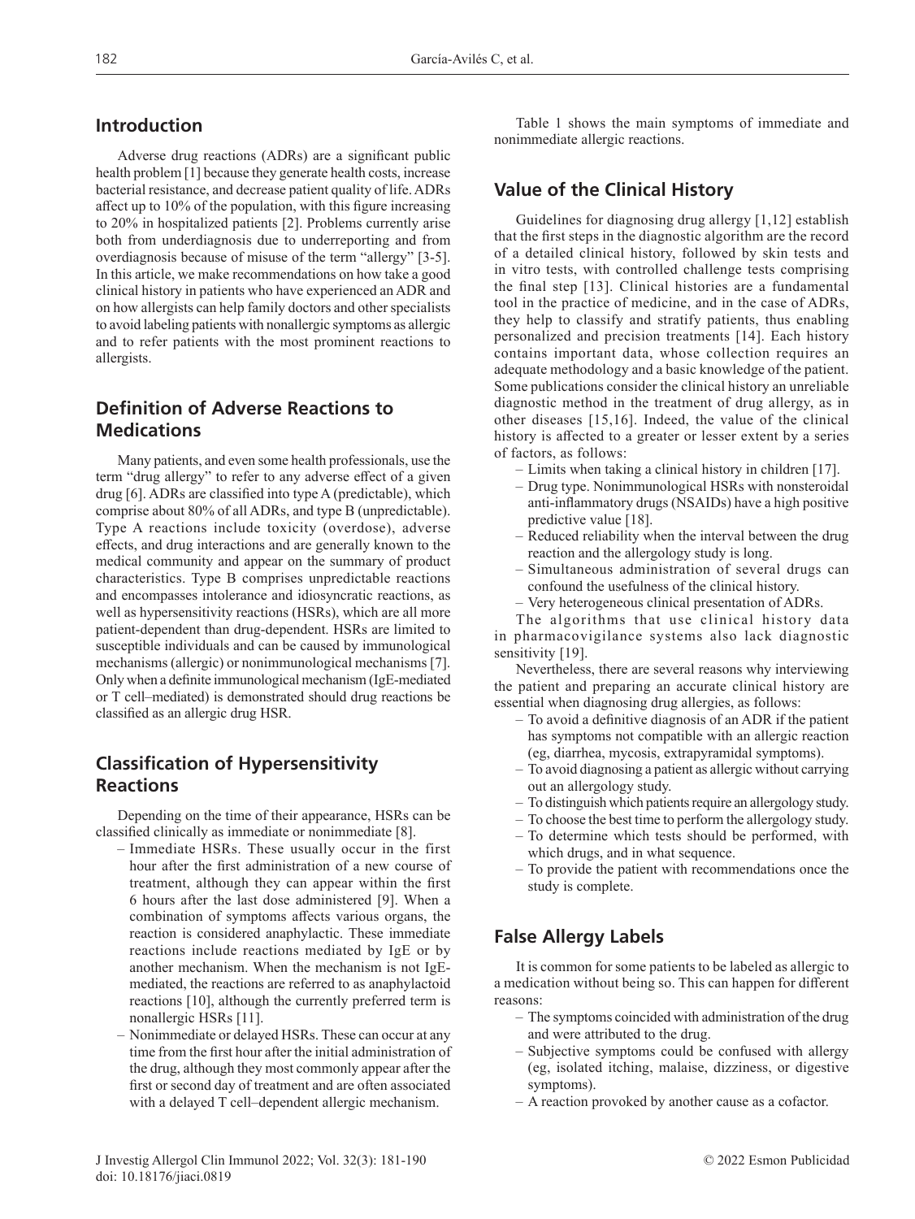## Introduction

Adverse drug reactions (ADRs) are a significant public health problem [1] because they generate health costs, increase bacterial resistance, and decrease patient quality of life. ADRs affect up to 10% of the population, with this figure increasing to 20% in hospitalized patients [2]. Problems currently arise both from underdiagnosis due to underreporting and from overdiagnosis because of misuse of the term "allergy" [3-5]. In this article, we make recommendations on how take a good clinical history in patients who have experienced an ADR and on how allergists can help family doctors and other specialists to avoid labeling patients with nonallergic symptoms as allergic and to refer patients with the most prominent reactions to allergists.

## Definition of Adverse Reactions to Medications

Many patients, and even some health professionals, use the term "drug allergy" to refer to any adverse effect of a given drug [6]. ADRs are classified into type A (predictable), which comprise about 80% of all ADRs, and type B (unpredictable). Type A reactions include toxicity (overdose), adverse effects, and drug interactions and are generally known to the medical community and appear on the summary of product characteristics. Type B comprises unpredictable reactions and encompasses intolerance and idiosyncratic reactions, as well as hypersensitivity reactions (HSRs), which are all more patient-dependent than drug-dependent. HSRs are limited to susceptible individuals and can be caused by immunological mechanisms (allergic) or nonimmunological mechanisms [7]. Only when a definite immunological mechanism (IgE-mediated or T cell–mediated) is demonstrated should drug reactions be classified as an allergic drug HSR.

## Classification of Hypersensitivity Reactions

Depending on the time of their appearance, HSRs can be classified clinically as immediate or nonimmediate [8].

- Immediate HSRs. These usually occur in the first hour after the first administration of a new course of treatment, although they can appear within the first 6 hours after the last dose administered [9]. When a combination of symptoms affects various organs, the reaction is considered anaphylactic. These immediate reactions include reactions mediated by IgE or by another mechanism. When the mechanism is not IgE-mediated, the reactions are referred to as anaphylactoid reactions [10], although the currently preferred term is nonallergic HSRs [11].
- Nonimmediate or delayed HSRs. These can occur at any time from the first hour after the initial administration of the drug, although they most commonly appear after the first or second day of treatment and are often associated with a delayed T cell–dependent allergic mechanism.

Table 1 shows the main symptoms of immediate and nonimmediate allergic reactions.

## Value of the Clinical History

Guidelines for diagnosing drug allergy [1,12] establish that the first steps in the diagnostic algorithm are the record of a detailed clinical history, followed by skin tests and in vitro tests, with controlled challenge tests comprising the final step [13]. Clinical histories are a fundamental tool in the practice of medicine, and in the case of ADRs, they help to classify and stratify patients, thus enabling personalized and precision treatments [14]. Each history contains important data, whose collection requires an adequate methodology and a basic knowledge of the patient. Some publications consider the clinical history an unreliable diagnostic method in the treatment of drug allergy, as in other diseases [15,16]. Indeed, the value of the clinical history is affected to a greater or lesser extent by a series of factors, as follows:

- Limits when taking a clinical history in children [17].
- Drug type. Nonimmunological HSRs with nonsteroidal anti-inflammatory drugs (NSAIDs) have a high positive predictive value [18].
- Reduced reliability when the interval between the drug reaction and the allergology study is long.
- Simultaneous administration of several drugs can confound the usefulness of the clinical history.
- Very heterogeneous clinical presentation of ADRs.

The algorithms that use clinical history data in pharmacovigilance systems also lack diagnostic sensitivity [19].

Nevertheless, there are several reasons why interviewing the patient and preparing an accurate clinical history are essential when diagnosing drug allergies, as follows:

- To avoid a definitive diagnosis of an ADR if the patient has symptoms not compatible with an allergic reaction (eg, diarrhea, mycosis, extrapyramidal symptoms).
- To avoid diagnosing a patient as allergic without carrying out an allergology study.
- To distinguish which patients require an allergology study.
- To choose the best time to perform the allergology study.
- To determine which tests should be performed, with which drugs, and in what sequence.
- To provide the patient with recommendations once the study is complete.

## False Allergy Labels

It is common for some patients to be labeled as allergic to a medication without being so. This can happen for different reasons:

- The symptoms coincided with administration of the drug and were attributed to the drug.
- Subjective symptoms could be confused with allergy (eg, isolated itching, malaise, dizziness, or digestive symptoms).
- A reaction provoked by another cause as a cofactor.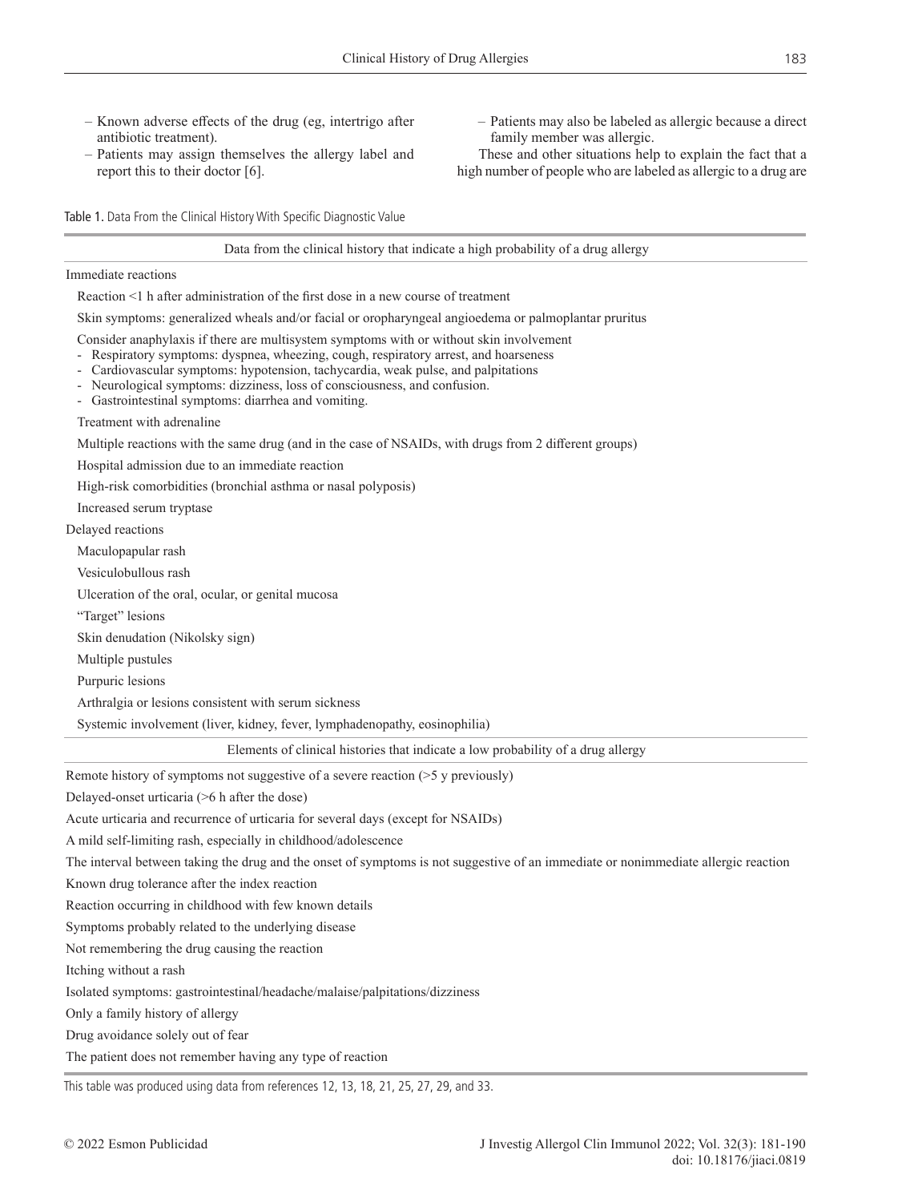– Known adverse effects of the drug (eg, intertrigo after antibiotic treatment).
– Patients may assign themselves the allergy label and report this to their doctor [6].
– Patients may also be labeled as allergic because a direct family member was allergic.

These and other situations help to explain the fact that a high number of people who are labeled as allergic to a drug are

Table 1. Data From the Clinical History With Specific Diagnostic Value

| Data from the clinical history that indicate a high probability of a drug allergy |
|---|
| **Immediate reactions** |
| Reaction <1 h after administration of the first dose in a new course of treatment |
| Skin symptoms: generalized wheals and/or facial or oropharyngeal angioedema or palmoplantar pruritus |
| Consider anaphylaxis if there are multisystem symptoms with or without skin involvement<br>- Respiratory symptoms: dyspnea, wheezing, cough, respiratory arrest, and hoarseness<br>- Cardiovascular symptoms: hypotension, tachycardia, weak pulse, and palpitations<br>- Neurological symptoms: dizziness, loss of consciousness, and confusion.<br>- Gastrointestinal symptoms: diarrhea and vomiting. |
| Treatment with adrenaline |
| Multiple reactions with the same drug (and in the case of NSAIDs, with drugs from 2 different groups) |
| Hospital admission due to an immediate reaction |
| High-risk comorbidities (bronchial asthma or nasal polyposis) |
| Increased serum tryptase |
| **Delayed reactions** |
| Maculopapular rash |
| Vesiculobullous rash |
| Ulceration of the oral, ocular, or genital mucosa |
| "Target" lesions |
| Skin denudation (Nikolsky sign) |
| Multiple pustules |
| Purpuric lesions |
| Arthralgia or lesions consistent with serum sickness |
| Systemic involvement (liver, kidney, fever, lymphadenopathy, eosinophilia) |
| **Elements of clinical histories that indicate a low probability of a drug allergy** |
| Remote history of symptoms not suggestive of a severe reaction (>5 y previously) |
| Delayed-onset urticaria (>6 h after the dose) |
| Acute urticaria and recurrence of urticaria for several days (except for NSAIDs) |
| A mild self-limiting rash, especially in childhood/adolescence |
| The interval between taking the drug and the onset of symptoms is not suggestive of an immediate or nonimmediate allergic reaction |
| Known drug tolerance after the index reaction |
| Reaction occurring in childhood with few known details |
| Symptoms probably related to the underlying disease |
| Not remembering the drug causing the reaction |
| Itching without a rash |
| Isolated symptoms: gastrointestinal/headache/malaise/palpitations/dizziness |
| Only a family history of allergy |
| Drug avoidance solely out of fear |
| The patient does not remember having any type of reaction |

This table was produced using data from references 12, 13, 18, 21, 25, 27, 29, and 33.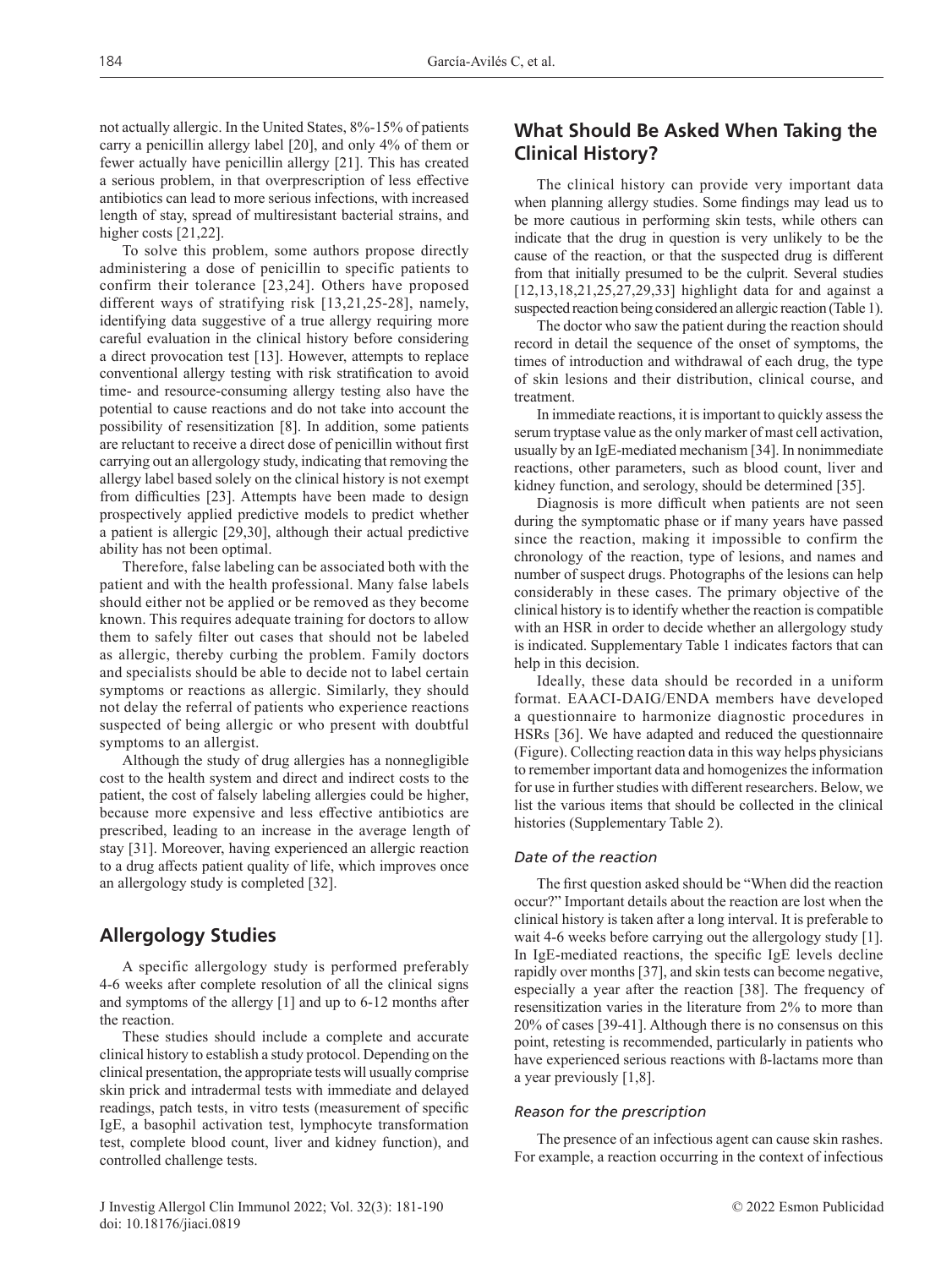not actually allergic. In the United States, 8%-15% of patients carry a penicillin allergy label [20], and only 4% of them or fewer actually have penicillin allergy [21]. This has created a serious problem, in that overprescription of less effective antibiotics can lead to more serious infections, with increased length of stay, spread of multiresistant bacterial strains, and higher costs [21,22].

To solve this problem, some authors propose directly administering a dose of penicillin to specific patients to confirm their tolerance [23,24]. Others have proposed different ways of stratifying risk [13,21,25-28], namely, identifying data suggestive of a true allergy requiring more careful evaluation in the clinical history before considering a direct provocation test [13]. However, attempts to replace conventional allergy testing with risk stratification to avoid time- and resource-consuming allergy testing also have the potential to cause reactions and do not take into account the possibility of resensitization [8]. In addition, some patients are reluctant to receive a direct dose of penicillin without first carrying out an allergology study, indicating that removing the allergy label based solely on the clinical history is not exempt from difficulties [23]. Attempts have been made to design prospectively applied predictive models to predict whether a patient is allergic [29,30], although their actual predictive ability has not been optimal.

Therefore, false labeling can be associated both with the patient and with the health professional. Many false labels should either not be applied or be removed as they become known. This requires adequate training for doctors to allow them to safely filter out cases that should not be labeled as allergic, thereby curbing the problem. Family doctors and specialists should be able to decide not to label certain symptoms or reactions as allergic. Similarly, they should not delay the referral of patients who experience reactions suspected of being allergic or who present with doubtful symptoms to an allergist.

Although the study of drug allergies has a nonnegligible cost to the health system and direct and indirect costs to the patient, the cost of falsely labeling allergies could be higher, because more expensive and less effective antibiotics are prescribed, leading to an increase in the average length of stay [31]. Moreover, having experienced an allergic reaction to a drug affects patient quality of life, which improves once an allergology study is completed [32].

## Allergology Studies

A specific allergology study is performed preferably 4-6 weeks after complete resolution of all the clinical signs and symptoms of the allergy [1] and up to 6-12 months after the reaction.

These studies should include a complete and accurate clinical history to establish a study protocol. Depending on the clinical presentation, the appropriate tests will usually comprise skin prick and intradermal tests with immediate and delayed readings, patch tests, in vitro tests (measurement of specific IgE, a basophil activation test, lymphocyte transformation test, complete blood count, liver and kidney function), and controlled challenge tests.

## What Should Be Asked When Taking the Clinical History?

The clinical history can provide very important data when planning allergy studies. Some findings may lead us to be more cautious in performing skin tests, while others can indicate that the drug in question is very unlikely to be the cause of the reaction, or that the suspected drug is different from that initially presumed to be the culprit. Several studies [12,13,18,21,25,27,29,33] highlight data for and against a suspected reaction being considered an allergic reaction (Table 1).

The doctor who saw the patient during the reaction should record in detail the sequence of the onset of symptoms, the times of introduction and withdrawal of each drug, the type of skin lesions and their distribution, clinical course, and treatment.

In immediate reactions, it is important to quickly assess the serum tryptase value as the only marker of mast cell activation, usually by an IgE-mediated mechanism [34]. In nonimmediate reactions, other parameters, such as blood count, liver and kidney function, and serology, should be determined [35].

Diagnosis is more difficult when patients are not seen during the symptomatic phase or if many years have passed since the reaction, making it impossible to confirm the chronology of the reaction, type of lesions, and names and number of suspect drugs. Photographs of the lesions can help considerably in these cases. The primary objective of the clinical history is to identify whether the reaction is compatible with an HSR in order to decide whether an allergology study is indicated. Supplementary Table 1 indicates factors that can help in this decision.

Ideally, these data should be recorded in a uniform format. EAACI-DAIG/ENDA members have developed a questionnaire to harmonize diagnostic procedures in HSRs [36]. We have adapted and reduced the questionnaire (Figure). Collecting reaction data in this way helps physicians to remember important data and homogenizes the information for use in further studies with different researchers. Below, we list the various items that should be collected in the clinical histories (Supplementary Table 2).

### *Date of the reaction*

The first question asked should be "When did the reaction occur?" Important details about the reaction are lost when the clinical history is taken after a long interval. It is preferable to wait 4-6 weeks before carrying out the allergology study [1]. In IgE-mediated reactions, the specific IgE levels decline rapidly over months [37], and skin tests can become negative, especially a year after the reaction [38]. The frequency of resensitization varies in the literature from 2% to more than 20% of cases [39-41]. Although there is no consensus on this point, retesting is recommended, particularly in patients who have experienced serious reactions with ß-lactams more than a year previously [1,8].

### *Reason for the prescription*

The presence of an infectious agent can cause skin rashes. For example, a reaction occurring in the context of infectious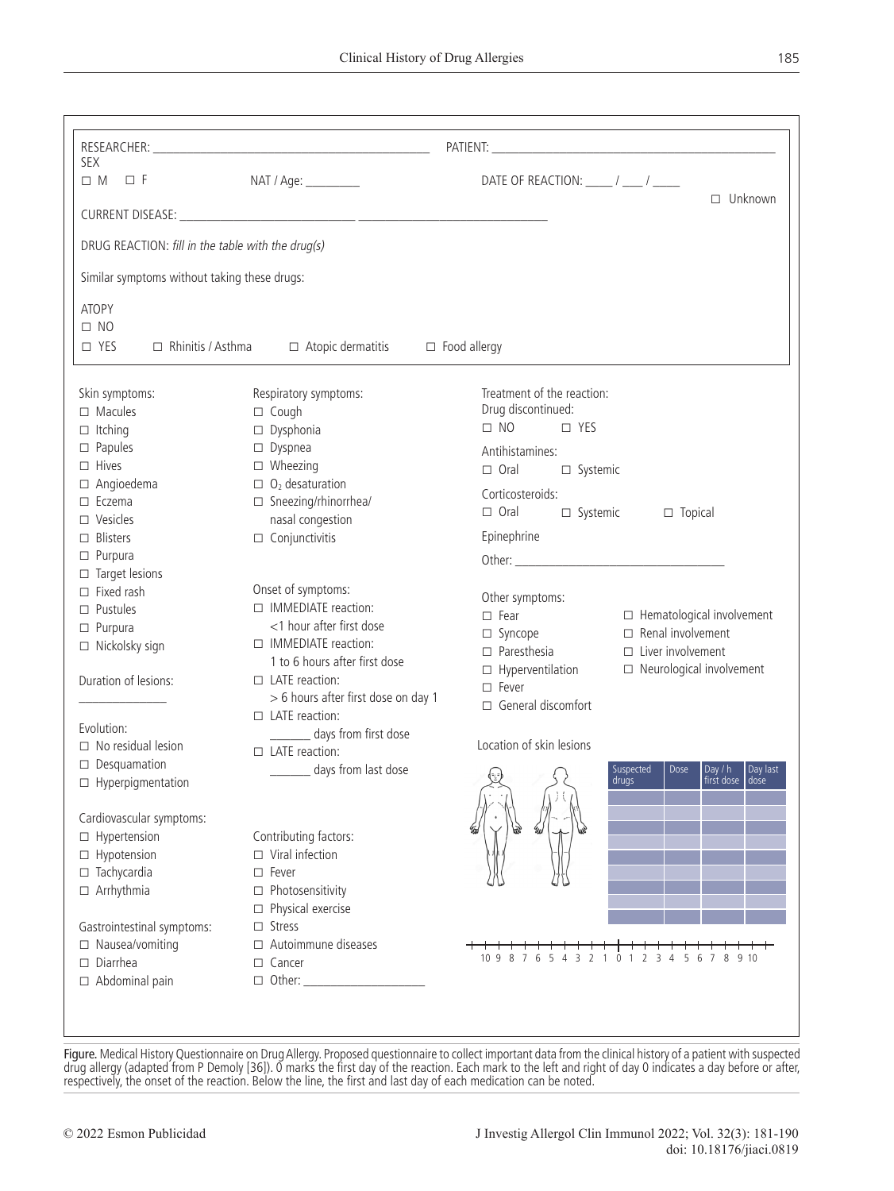RESEARCHER: ______________________________ PATIENT: ______________________________

SEX

☐ M ☐ F NAT / Age: ________ DATE OF REACTION: ____ / ___ / ____ ☐ Unknown

CURRENT DISEASE: ______________________ ______________________

DRUG REACTION: *fill in the table with the drug(s)*

Similar symptoms without taking these drugs:

ATOPY

☐ NO

☐ YES ☐ Rhinitis / Asthma ☐ Atopic dermatitis ☐ Food allergy

Skin symptoms:

- ☐ Macules
- ☐ Itching
- ☐ Papules
- ☐ Hives
- ☐ Angioedema
- ☐ Eczema
- ☐ Vesicles
- ☐ Blisters
- ☐ Purpura
- ☐ Target lesions
- ☐ Fixed rash
- ☐ Pustules
- ☐ Purpura
- ☐ Nickolsky sign

Duration of lesions:

______________

Evolution:

- ☐ No residual lesion
- ☐ Desquamation
- ☐ Hyperpigmentation

Cardiovascular symptoms:

- ☐ Hypertension
- ☐ Hypotension
- ☐ Tachycardia
- ☐ Arrhythmia

Gastrointestinal symptoms:

- ☐ Nausea/vomiting
- ☐ Diarrhea
- ☐ Abdominal pain

Respiratory symptoms:

- ☐ Cough
- ☐ Dysphonia
- ☐ Dyspnea
- ☐ Wheezing
- ☐ $O_2$ desaturation
- ☐ Sneezing/rhinorrhea/ nasal congestion
- ☐ Conjunctivitis

Onset of symptoms:

- ☐ IMMEDIATE reaction: <1 hour after first dose
- ☐ IMMEDIATE reaction: 1 to 6 hours after first dose
- ☐ LATE reaction: > 6 hours after first dose on day 1
- ☐ LATE reaction: ______ days from first dose
- ☐ LATE reaction: ______ days from last dose

Contributing factors:

- ☐ Viral infection
- ☐ Fever
- ☐ Photosensitivity
- ☐ Physical exercise
- ☐ Stress
- ☐ Autoimmune diseases
- ☐ Cancer
- ☐ Other: __________________

Treatment of the reaction:

Drug discontinued:

☐ NO ☐ YES

Antihistamines:

☐ Oral ☐ Systemic

Corticosteroids:

☐ Oral ☐ Systemic ☐ Topical

Epinephrine

Other: ______________________________

Other symptoms:

- ☐ Fear
- ☐ Syncope
- ☐ Paresthesia
- ☐ Hyperventilation
- ☐ Fever
- ☐ General discomfort
- ☐ Hematological involvement
- ☐ Renal involvement
- ☐ Liver involvement
- ☐ Neurological involvement

Location of skin lesions

| Suspected drugs | Dose | Day / h first dose | Day last dose |
| --- | --- | --- | --- |
| | | | |
| | | | |
| | | | |
| | | | |
| | | | |
| | | | |
| | | | |
| | | | |
| | | | |

10 9 8 7 6 5 4 3 2 1 0 1 2 3 4 5 6 7 8 9 10

Figure. Medical History Questionnaire on Drug Allergy. Proposed questionnaire to collect important data from the clinical history of a patient with suspected drug allergy (adapted from P Demoly [36]). 0 marks the first day of the reaction. Each mark to the left and right of day 0 indicates a day before or after, respectively, the onset of the reaction. Below the line, the first and last day of each medication can be noted.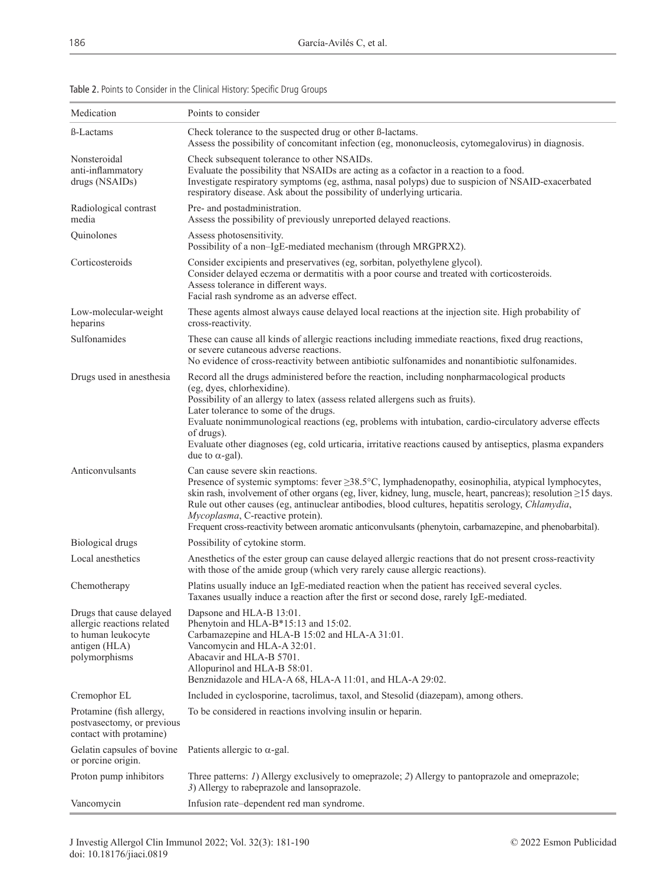Table 2. Points to Consider in the Clinical History: Specific Drug Groups

| Medication | Points to consider |
| --- | --- |
| ß-Lactams | Check tolerance to the suspected drug or other ß-lactams.<br>Assess the possibility of concomitant infection (eg, mononucleosis, cytomegalovirus) in diagnosis. |
| Nonsteroidal anti-inflammatory drugs (NSAIDs) | Check subsequent tolerance to other NSAIDs.<br>Evaluate the possibility that NSAIDs are acting as a cofactor in a reaction to a food.<br>Investigate respiratory symptoms (eg, asthma, nasal polyps) due to suspicion of NSAID-exacerbated respiratory disease. Ask about the possibility of underlying urticaria. |
| Radiological contrast media | Pre- and postadministration.<br>Assess the possibility of previously unreported delayed reactions. |
| Quinolones | Assess photosensitivity.<br>Possibility of a non–IgE-mediated mechanism (through MRGPRX2). |
| Corticosteroids | Consider excipients and preservatives (eg, sorbitan, polyethylene glycol).<br>Consider delayed eczema or dermatitis with a poor course and treated with corticosteroids.<br>Assess tolerance in different ways.<br>Facial rash syndrome as an adverse effect. |
| Low-molecular-weight heparins | These agents almost always cause delayed local reactions at the injection site. High probability of cross-reactivity. |
| Sulfonamides | These can cause all kinds of allergic reactions including immediate reactions, fixed drug reactions, or severe cutaneous adverse reactions.<br>No evidence of cross-reactivity between antibiotic sulfonamides and nonantibiotic sulfonamides. |
| Drugs used in anesthesia | Record all the drugs administered before the reaction, including nonpharmacological products (eg, dyes, chlorhexidine).<br>Possibility of an allergy to latex (assess related allergens such as fruits).<br>Later tolerance to some of the drugs.<br>Evaluate nonimmunological reactions (eg, problems with intubation, cardio-circulatory adverse effects of drugs).<br>Evaluate other diagnoses (eg, cold urticaria, irritative reactions caused by antiseptics, plasma expanders due to α-gal). |
| Anticonvulsants | Can cause severe skin reactions.<br>Presence of systemic symptoms: fever ≥38.5°C, lymphadenopathy, eosinophilia, atypical lymphocytes, skin rash, involvement of other organs (eg, liver, kidney, lung, muscle, heart, pancreas); resolution ≥15 days.<br>Rule out other causes (eg, antinuclear antibodies, blood cultures, hepatitis serology, *Chlamydia*, *Mycoplasma*, C-reactive protein).<br>Frequent cross-reactivity between aromatic anticonvulsants (phenytoin, carbamazepine, and phenobarbital). |
| Biological drugs | Possibility of cytokine storm. |
| Local anesthetics | Anesthetics of the ester group can cause delayed allergic reactions that do not present cross-reactivity with those of the amide group (which very rarely cause allergic reactions). |
| Chemotherapy | Platins usually induce an IgE-mediated reaction when the patient has received several cycles.<br>Taxanes usually induce a reaction after the first or second dose, rarely IgE-mediated. |
| Drugs that cause delayed allergic reactions related to human leukocyte antigen (HLA) polymorphisms | Dapsone and HLA-B 13:01.<br>Phenytoin and HLA-B*15:13 and 15:02.<br>Carbamazepine and HLA-B 15:02 and HLA-A 31:01.<br>Vancomycin and HLA-A 32:01.<br>Abacavir and HLA-B 5701.<br>Allopurinol and HLA-B 58:01.<br>Benznidazole and HLA-A 68, HLA-A 11:01, and HLA-A 29:02. |
| Cremophor EL | Included in cyclosporine, tacrolimus, taxol, and Stesolid (diazepam), among others. |
| Protamine (fish allergy, postvasectomy, or previous contact with protamine) | To be considered in reactions involving insulin or heparin. |
| Gelatin capsules of bovine or porcine origin. | Patients allergic to α-gal. |
| Proton pump inhibitors | Three patterns: *1*) Allergy exclusively to omeprazole; *2*) Allergy to pantoprazole and omeprazole; *3*) Allergy to rabeprazole and lansoprazole. |
| Vancomycin | Infusion rate–dependent red man syndrome. |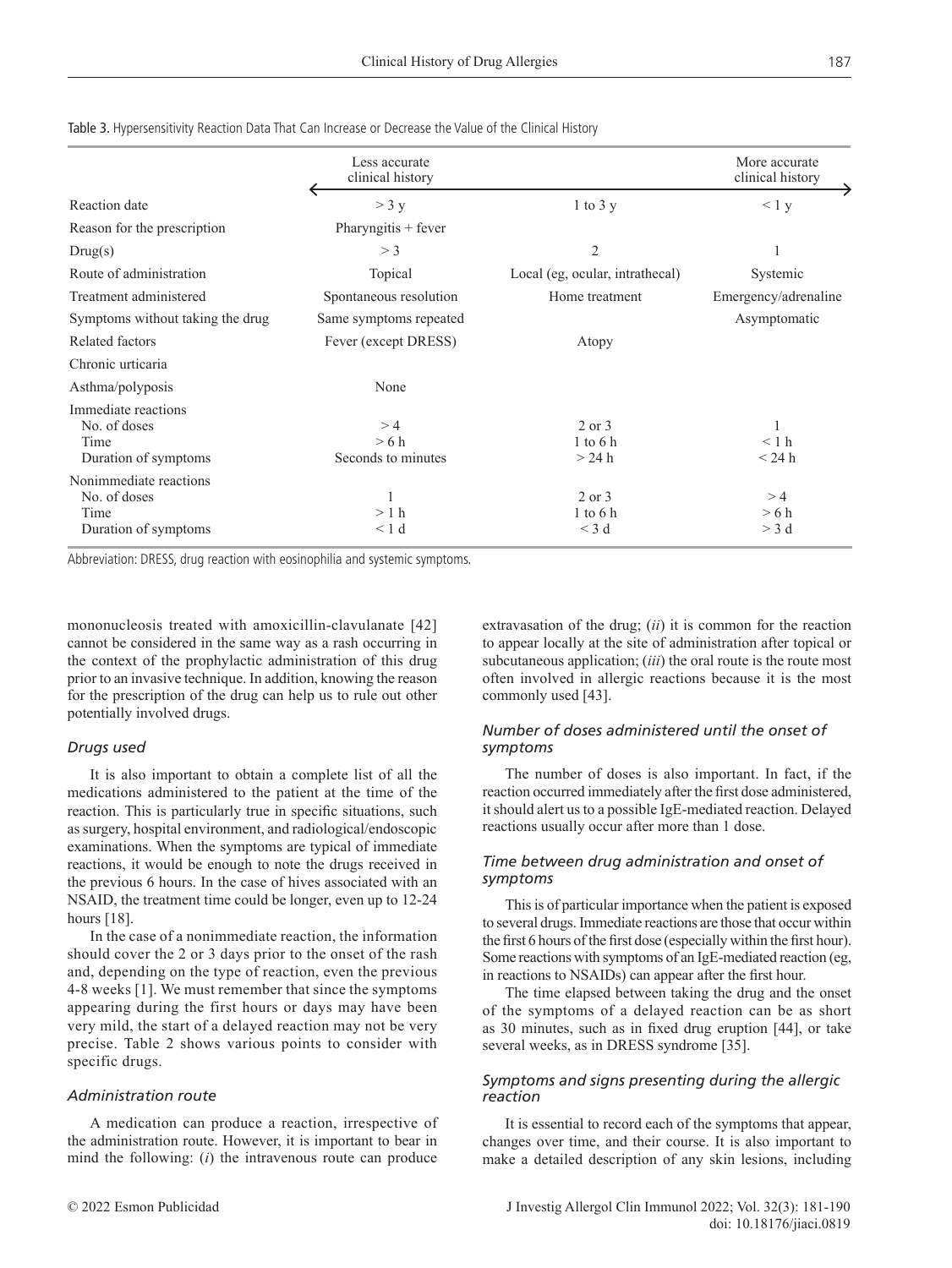Table 3. Hypersensitivity Reaction Data That Can Increase or Decrease the Value of the Clinical History

| | Less accurate clinical history ← | | → More accurate clinical history |
|---|---|---|---|
| Reaction date | > 3 y | 1 to 3 y | < 1 y |
| Reason for the prescription | Pharyngitis + fever | | |
| Drug(s) | > 3 | 2 | 1 |
| Route of administration | Topical | Local (eg, ocular, intrathecal) | Systemic |
| Treatment administered | Spontaneous resolution | Home treatment | Emergency/adrenaline |
| Symptoms without taking the drug | Same symptoms repeated | | Asymptomatic |
| Related factors | Fever (except DRESS) | Atopy | |
| Chronic urticaria | | | |
| Asthma/polyposis | None | | |
| Immediate reactions | | | |
| No. of doses | > 4 | 2 or 3 | 1 |
| Time | > 6 h | 1 to 6 h | < 1 h |
| Duration of symptoms | Seconds to minutes | > 24 h | < 24 h |
| Nonimmediate reactions | | | |
| No. of doses | 1 | 2 or 3 | > 4 |
| Time | > 1 h | 1 to 6 h | > 6 h |
| Duration of symptoms | < 1 d | < 3 d | > 3 d |

Abbreviation: DRESS, drug reaction with eosinophilia and systemic symptoms.

mononucleosis treated with amoxicillin-clavulanate [42] cannot be considered in the same way as a rash occurring in the context of the prophylactic administration of this drug prior to an invasive technique. In addition, knowing the reason for the prescription of the drug can help us to rule out other potentially involved drugs.

### *Drugs used*

It is also important to obtain a complete list of all the medications administered to the patient at the time of the reaction. This is particularly true in specific situations, such as surgery, hospital environment, and radiological/endoscopic examinations. When the symptoms are typical of immediate reactions, it would be enough to note the drugs received in the previous 6 hours. In the case of hives associated with an NSAID, the treatment time could be longer, even up to 12-24 hours [18].

In the case of a nonimmediate reaction, the information should cover the 2 or 3 days prior to the onset of the rash and, depending on the type of reaction, even the previous 4-8 weeks [1]. We must remember that since the symptoms appearing during the first hours or days may have been very mild, the start of a delayed reaction may not be very precise. Table 2 shows various points to consider with specific drugs.

### *Administration route*

A medication can produce a reaction, irrespective of the administration route. However, it is important to bear in mind the following: (*i*) the intravenous route can produce extravasation of the drug; (*ii*) it is common for the reaction to appear locally at the site of administration after topical or subcutaneous application; (*iii*) the oral route is the route most often involved in allergic reactions because it is the most commonly used [43].

### *Number of doses administered until the onset of symptoms*

The number of doses is also important. In fact, if the reaction occurred immediately after the first dose administered, it should alert us to a possible IgE-mediated reaction. Delayed reactions usually occur after more than 1 dose.

### *Time between drug administration and onset of symptoms*

This is of particular importance when the patient is exposed to several drugs. Immediate reactions are those that occur within the first 6 hours of the first dose (especially within the first hour). Some reactions with symptoms of an IgE-mediated reaction (eg, in reactions to NSAIDs) can appear after the first hour.

The time elapsed between taking the drug and the onset of the symptoms of a delayed reaction can be as short as 30 minutes, such as in fixed drug eruption [44], or take several weeks, as in DRESS syndrome [35].

### *Symptoms and signs presenting during the allergic reaction*

It is essential to record each of the symptoms that appear, changes over time, and their course. It is also important to make a detailed description of any skin lesions, including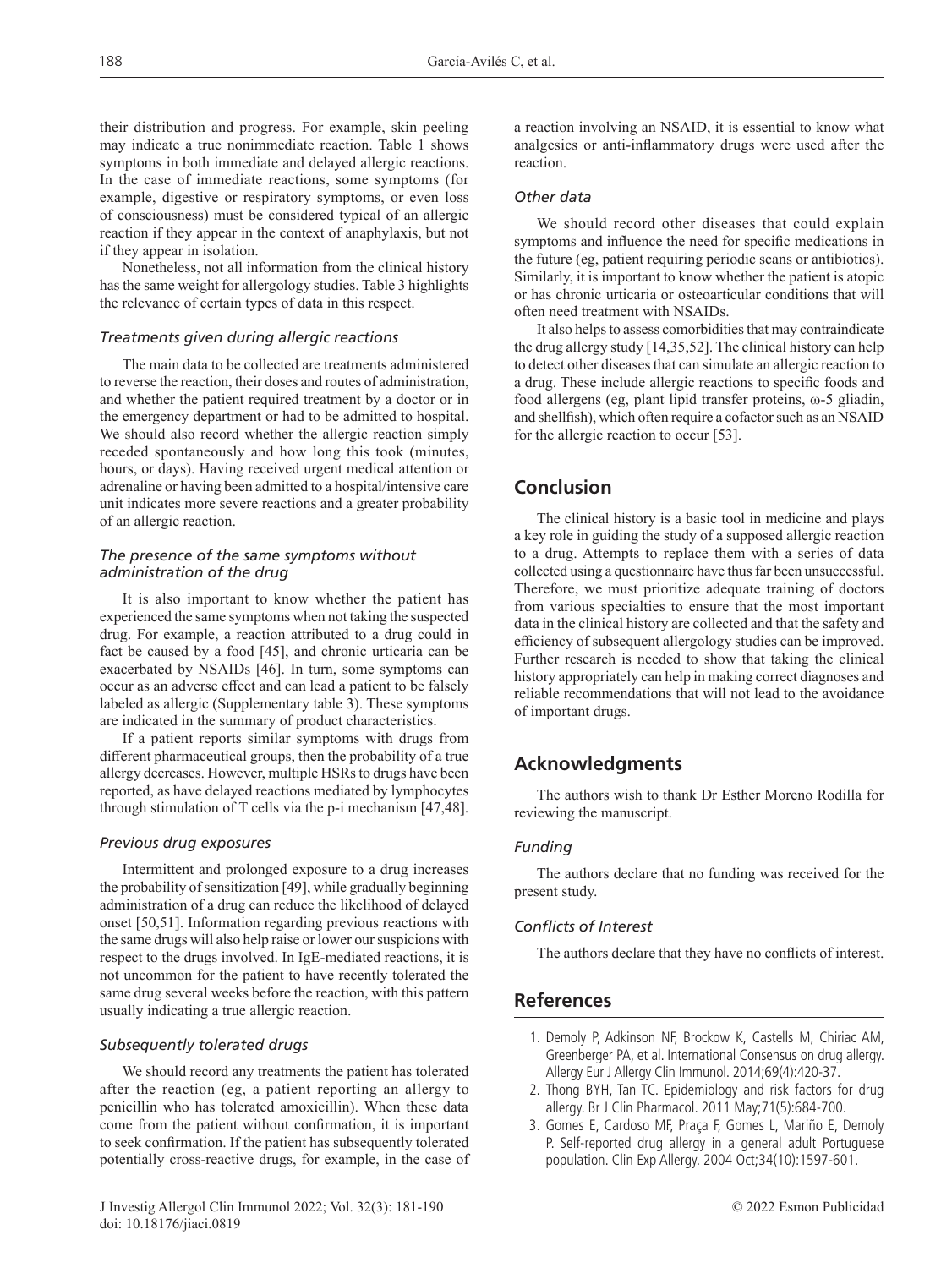their distribution and progress. For example, skin peeling may indicate a true nonimmediate reaction. Table 1 shows symptoms in both immediate and delayed allergic reactions. In the case of immediate reactions, some symptoms (for example, digestive or respiratory symptoms, or even loss of consciousness) must be considered typical of an allergic reaction if they appear in the context of anaphylaxis, but not if they appear in isolation.

Nonetheless, not all information from the clinical history has the same weight for allergology studies. Table 3 highlights the relevance of certain types of data in this respect.

### *Treatments given during allergic reactions*

The main data to be collected are treatments administered to reverse the reaction, their doses and routes of administration, and whether the patient required treatment by a doctor or in the emergency department or had to be admitted to hospital. We should also record whether the allergic reaction simply receded spontaneously and how long this took (minutes, hours, or days). Having received urgent medical attention or adrenaline or having been admitted to a hospital/intensive care unit indicates more severe reactions and a greater probability of an allergic reaction.

### *The presence of the same symptoms without administration of the drug*

It is also important to know whether the patient has experienced the same symptoms when not taking the suspected drug. For example, a reaction attributed to a drug could in fact be caused by a food [45], and chronic urticaria can be exacerbated by NSAIDs [46]. In turn, some symptoms can occur as an adverse effect and can lead a patient to be falsely labeled as allergic (Supplementary table 3). These symptoms are indicated in the summary of product characteristics.

If a patient reports similar symptoms with drugs from different pharmaceutical groups, then the probability of a true allergy decreases. However, multiple HSRs to drugs have been reported, as have delayed reactions mediated by lymphocytes through stimulation of T cells via the p-i mechanism [47,48].

### *Previous drug exposures*

Intermittent and prolonged exposure to a drug increases the probability of sensitization [49], while gradually beginning administration of a drug can reduce the likelihood of delayed onset [50,51]. Information regarding previous reactions with the same drugs will also help raise or lower our suspicions with respect to the drugs involved. In IgE-mediated reactions, it is not uncommon for the patient to have recently tolerated the same drug several weeks before the reaction, with this pattern usually indicating a true allergic reaction.

### *Subsequently tolerated drugs*

We should record any treatments the patient has tolerated after the reaction (eg, a patient reporting an allergy to penicillin who has tolerated amoxicillin). When these data come from the patient without confirmation, it is important to seek confirmation. If the patient has subsequently tolerated potentially cross-reactive drugs, for example, in the case of a reaction involving an NSAID, it is essential to know what analgesics or anti-inflammatory drugs were used after the reaction.

### *Other data*

We should record other diseases that could explain symptoms and influence the need for specific medications in the future (eg, patient requiring periodic scans or antibiotics). Similarly, it is important to know whether the patient is atopic or has chronic urticaria or osteoarticular conditions that will often need treatment with NSAIDs.

It also helps to assess comorbidities that may contraindicate the drug allergy study [14,35,52]. The clinical history can help to detect other diseases that can simulate an allergic reaction to a drug. These include allergic reactions to specific foods and food allergens (eg, plant lipid transfer proteins, ω-5 gliadin, and shellfish), which often require a cofactor such as an NSAID for the allergic reaction to occur [53].

## Conclusion

The clinical history is a basic tool in medicine and plays a key role in guiding the study of a supposed allergic reaction to a drug. Attempts to replace them with a series of data collected using a questionnaire have thus far been unsuccessful. Therefore, we must prioritize adequate training of doctors from various specialties to ensure that the most important data in the clinical history are collected and that the safety and efficiency of subsequent allergology studies can be improved. Further research is needed to show that taking the clinical history appropriately can help in making correct diagnoses and reliable recommendations that will not lead to the avoidance of important drugs.

## Acknowledgments

The authors wish to thank Dr Esther Moreno Rodilla for reviewing the manuscript.

### *Funding*

The authors declare that no funding was received for the present study.

### *Conflicts of Interest*

The authors declare that they have no conflicts of interest.

## References

1. Demoly P, Adkinson NF, Brockow K, Castells M, Chiriac AM, Greenberger PA, et al. International Consensus on drug allergy. Allergy Eur J Allergy Clin Immunol. 2014;69(4):420-37.
2. Thong BYH, Tan TC. Epidemiology and risk factors for drug allergy. Br J Clin Pharmacol. 2011 May;71(5):684-700.
3. Gomes E, Cardoso MF, Praça F, Gomes L, Mariño E, Demoly P. Self-reported drug allergy in a general adult Portuguese population. Clin Exp Allergy. 2004 Oct;34(10):1597-601.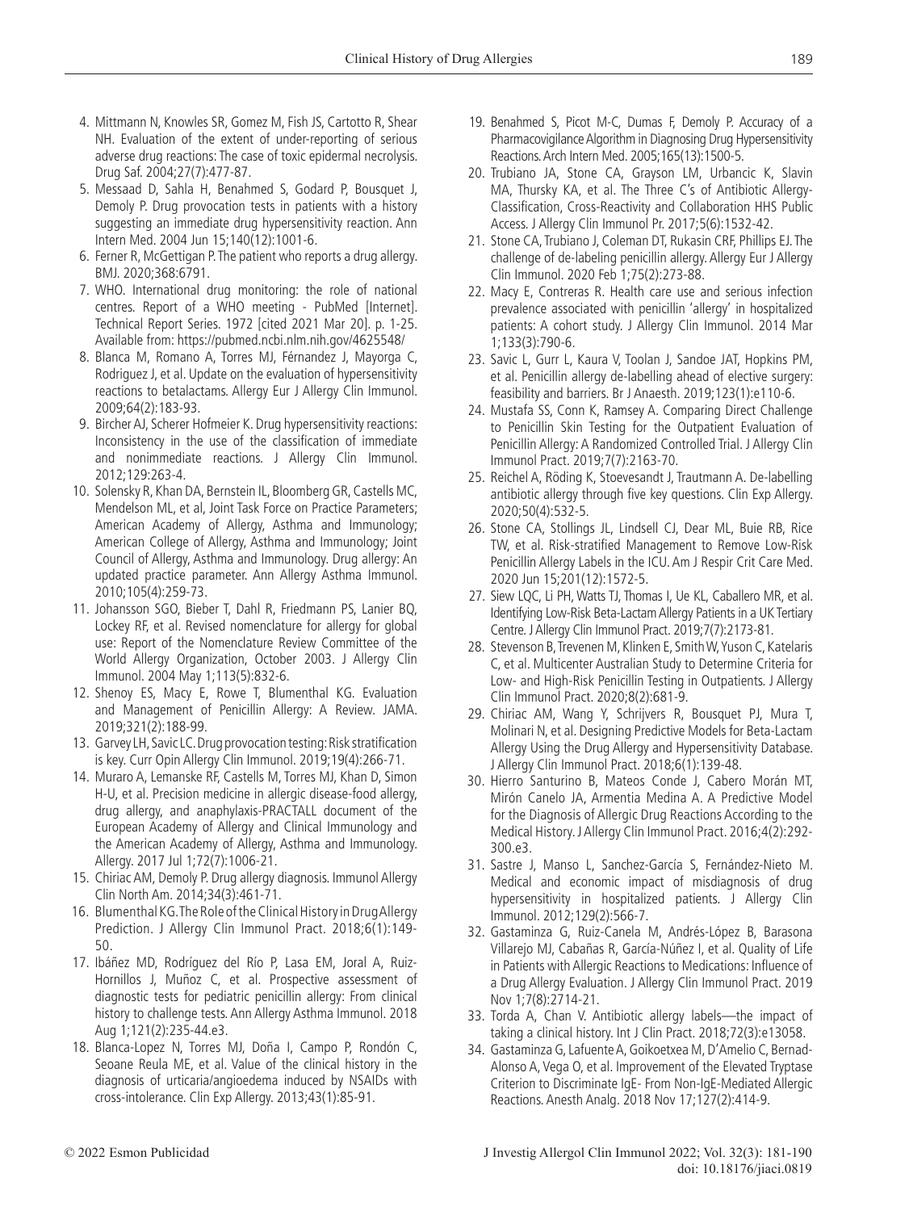4. Mittmann N, Knowles SR, Gomez M, Fish JS, Cartotto R, Shear NH. Evaluation of the extent of under-reporting of serious adverse drug reactions: The case of toxic epidermal necrolysis. Drug Saf. 2004;27(7):477-87.
5. Messaad D, Sahla H, Benahmed S, Godard P, Bousquet J, Demoly P. Drug provocation tests in patients with a history suggesting an immediate drug hypersensitivity reaction. Ann Intern Med. 2004 Jun 15;140(12):1001-6.
6. Ferner R, McGettigan P. The patient who reports a drug allergy. BMJ. 2020;368:6791.
7. WHO. International drug monitoring: the role of national centres. Report of a WHO meeting - PubMed [Internet]. Technical Report Series. 1972 [cited 2021 Mar 20]. p. 1-25. Available from: https://pubmed.ncbi.nlm.nih.gov/4625548/
8. Blanca M, Romano A, Torres MJ, Férnandez J, Mayorga C, Rodriguez J, et al. Update on the evaluation of hypersensitivity reactions to betalactams. Allergy Eur J Allergy Clin Immunol. 2009;64(2):183-93.
9. Bircher AJ, Scherer Hofmeier K. Drug hypersensitivity reactions: Inconsistency in the use of the classification of immediate and nonimmediate reactions. J Allergy Clin Immunol. 2012;129:263-4.
10. Solensky R, Khan DA, Bernstein IL, Bloomberg GR, Castells MC, Mendelson ML, et al, Joint Task Force on Practice Parameters; American Academy of Allergy, Asthma and Immunology; American College of Allergy, Asthma and Immunology; Joint Council of Allergy, Asthma and Immunology. Drug allergy: An updated practice parameter. Ann Allergy Asthma Immunol. 2010;105(4):259-73.
11. Johansson SGO, Bieber T, Dahl R, Friedmann PS, Lanier BQ, Lockey RF, et al. Revised nomenclature for allergy for global use: Report of the Nomenclature Review Committee of the World Allergy Organization, October 2003. J Allergy Clin Immunol. 2004 May 1;113(5):832-6.
12. Shenoy ES, Macy E, Rowe T, Blumenthal KG. Evaluation and Management of Penicillin Allergy: A Review. JAMA. 2019;321(2):188-99.
13. Garvey LH, Savic LC. Drug provocation testing: Risk stratification is key. Curr Opin Allergy Clin Immunol. 2019;19(4):266-71.
14. Muraro A, Lemanske RF, Castells M, Torres MJ, Khan D, Simon H-U, et al. Precision medicine in allergic disease-food allergy, drug allergy, and anaphylaxis-PRACTALL document of the European Academy of Allergy and Clinical Immunology and the American Academy of Allergy, Asthma and Immunology. Allergy. 2017 Jul 1;72(7):1006-21.
15. Chiriac AM, Demoly P. Drug allergy diagnosis. Immunol Allergy Clin North Am. 2014;34(3):461-71.
16. Blumenthal KG. The Role of the Clinical History in Drug Allergy Prediction. J Allergy Clin Immunol Pract. 2018;6(1):149-50.
17. Ibáñez MD, Rodríguez del Río P, Lasa EM, Joral A, Ruiz-Hornillos J, Muñoz C, et al. Prospective assessment of diagnostic tests for pediatric penicillin allergy: From clinical history to challenge tests. Ann Allergy Asthma Immunol. 2018 Aug 1;121(2):235-44.e3.
18. Blanca-Lopez N, Torres MJ, Doña I, Campo P, Rondón C, Seoane Reula ME, et al. Value of the clinical history in the diagnosis of urticaria/angioedema induced by NSAIDs with cross-intolerance. Clin Exp Allergy. 2013;43(1):85-91.
19. Benahmed S, Picot M-C, Dumas F, Demoly P. Accuracy of a Pharmacovigilance Algorithm in Diagnosing Drug Hypersensitivity Reactions. Arch Intern Med. 2005;165(13):1500-5.
20. Trubiano JA, Stone CA, Grayson LM, Urbancic K, Slavin MA, Thursky KA, et al. The Three C's of Antibiotic Allergy-Classification, Cross-Reactivity and Collaboration HHS Public Access. J Allergy Clin Immunol Pr. 2017;5(6):1532-42.
21. Stone CA, Trubiano J, Coleman DT, Rukasin CRF, Phillips EJ. The challenge of de-labeling penicillin allergy. Allergy Eur J Allergy Clin Immunol. 2020 Feb 1;75(2):273-88.
22. Macy E, Contreras R. Health care use and serious infection prevalence associated with penicillin 'allergy' in hospitalized patients: A cohort study. J Allergy Clin Immunol. 2014 Mar 1;133(3):790-6.
23. Savic L, Gurr L, Kaura V, Toolan J, Sandoe JAT, Hopkins PM, et al. Penicillin allergy de-labelling ahead of elective surgery: feasibility and barriers. Br J Anaesth. 2019;123(1):e110-6.
24. Mustafa SS, Conn K, Ramsey A. Comparing Direct Challenge to Penicillin Skin Testing for the Outpatient Evaluation of Penicillin Allergy: A Randomized Controlled Trial. J Allergy Clin Immunol Pract. 2019;7(7):2163-70.
25. Reichel A, Röding K, Stoevesandt J, Trautmann A. De-labelling antibiotic allergy through five key questions. Clin Exp Allergy. 2020;50(4):532-5.
26. Stone CA, Stollings JL, Lindsell CJ, Dear ML, Buie RB, Rice TW, et al. Risk-stratified Management to Remove Low-Risk Penicillin Allergy Labels in the ICU. Am J Respir Crit Care Med. 2020 Jun 15;201(12):1572-5.
27. Siew LQC, Li PH, Watts TJ, Thomas I, Ue KL, Caballero MR, et al. Identifying Low-Risk Beta-Lactam Allergy Patients in a UK Tertiary Centre. J Allergy Clin Immunol Pract. 2019;7(7):2173-81.
28. Stevenson B, Trevenen M, Klinken E, Smith W, Yuson C, Katelaris C, et al. Multicenter Australian Study to Determine Criteria for Low- and High-Risk Penicillin Testing in Outpatients. J Allergy Clin Immunol Pract. 2020;8(2):681-9.
29. Chiriac AM, Wang Y, Schrijvers R, Bousquet PJ, Mura T, Molinari N, et al. Designing Predictive Models for Beta-Lactam Allergy Using the Drug Allergy and Hypersensitivity Database. J Allergy Clin Immunol Pract. 2018;6(1):139-48.
30. Hierro Santurino B, Mateos Conde J, Cabero Morán MT, Mirón Canelo JA, Armentia Medina A. A Predictive Model for the Diagnosis of Allergic Drug Reactions According to the Medical History. J Allergy Clin Immunol Pract. 2016;4(2):292-300.e3.
31. Sastre J, Manso L, Sanchez-García S, Fernández-Nieto M. Medical and economic impact of misdiagnosis of drug hypersensitivity in hospitalized patients. J Allergy Clin Immunol. 2012;129(2):566-7.
32. Gastaminza G, Ruiz-Canela M, Andrés-López B, Barasona Villarejo MJ, Cabañas R, García-Núñez I, et al. Quality of Life in Patients with Allergic Reactions to Medications: Influence of a Drug Allergy Evaluation. J Allergy Clin Immunol Pract. 2019 Nov 1;7(8):2714-21.
33. Torda A, Chan V. Antibiotic allergy labels—the impact of taking a clinical history. Int J Clin Pract. 2018;72(3):e13058.
34. Gastaminza G, Lafuente A, Goikoetxea M, D'Amelio C, Bernad-Alonso A, Vega O, et al. Improvement of the Elevated Tryptase Criterion to Discriminate IgE- From Non-IgE-Mediated Allergic Reactions. Anesth Analg. 2018 Nov 17;127(2):414-9.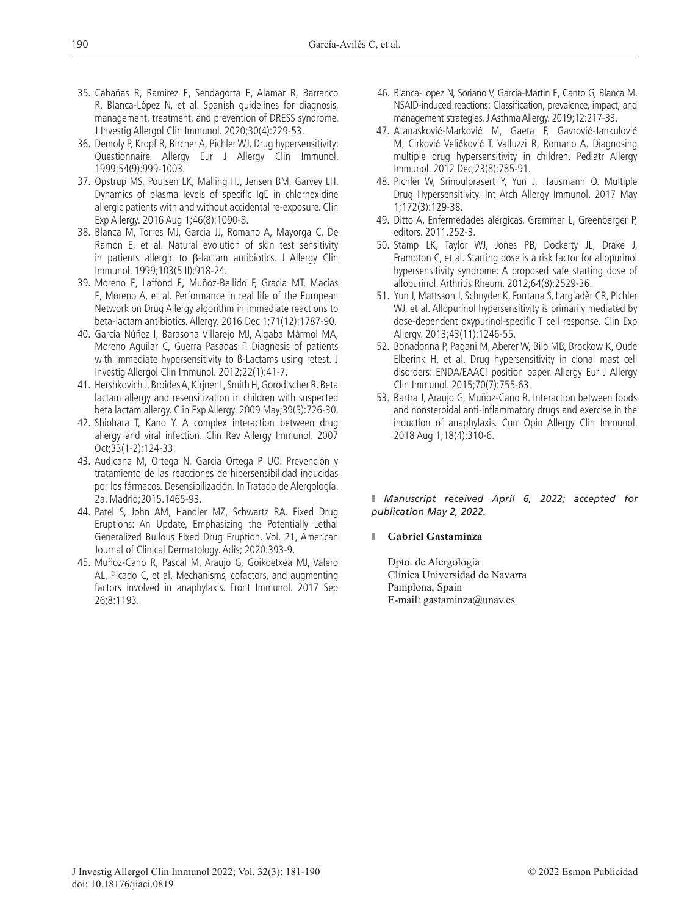35. Cabañas R, Ramírez E, Sendagorta E, Alamar R, Barranco R, Blanca-López N, et al. Spanish guidelines for diagnosis, management, treatment, and prevention of DRESS syndrome. J Investig Allergol Clin Immunol. 2020;30(4):229-53.
36. Demoly P, Kropf R, Bircher A, Pichler WJ. Drug hypersensitivity: Questionnaire. Allergy Eur J Allergy Clin Immunol. 1999;54(9):999-1003.
37. Opstrup MS, Poulsen LK, Malling HJ, Jensen BM, Garvey LH. Dynamics of plasma levels of specific IgE in chlorhexidine allergic patients with and without accidental re-exposure. Clin Exp Allergy. 2016 Aug 1;46(8):1090-8.
38. Blanca M, Torres MJ, Garcia JJ, Romano A, Mayorga C, De Ramon E, et al. Natural evolution of skin test sensitivity in patients allergic to β-lactam antibiotics. J Allergy Clin Immunol. 1999;103(5 II):918-24.
39. Moreno E, Laffond E, Muñoz-Bellido F, Gracia MT, Macías E, Moreno A, et al. Performance in real life of the European Network on Drug Allergy algorithm in immediate reactions to beta-lactam antibiotics. Allergy. 2016 Dec 1;71(12):1787-90.
40. García Núñez I, Barasona Villarejo MJ, Algaba Mármol MA, Moreno Aguilar C, Guerra Pasadas F. Diagnosis of patients with immediate hypersensitivity to ß-Lactams using retest. J Investig Allergol Clin Immunol. 2012;22(1):41-7.
41. Hershkovich J, Broides A, Kirjner L, Smith H, Gorodischer R. Beta lactam allergy and resensitization in children with suspected beta lactam allergy. Clin Exp Allergy. 2009 May;39(5):726-30.
42. Shiohara T, Kano Y. A complex interaction between drug allergy and viral infection. Clin Rev Allergy Immunol. 2007 Oct;33(1-2):124-33.
43. Audicana M, Ortega N, Garcia Ortega P UO. Prevención y tratamiento de las reacciones de hipersensibilidad inducidas por los fármacos. Desensibilización. In Tratado de Alergología. 2a. Madrid;2015.1465-93.
44. Patel S, John AM, Handler MZ, Schwartz RA. Fixed Drug Eruptions: An Update, Emphasizing the Potentially Lethal Generalized Bullous Fixed Drug Eruption. Vol. 21, American Journal of Clinical Dermatology. Adis; 2020:393-9.
45. Muñoz-Cano R, Pascal M, Araujo G, Goikoetxea MJ, Valero AL, Picado C, et al. Mechanisms, cofactors, and augmenting factors involved in anaphylaxis. Front Immunol. 2017 Sep 26;8:1193.
46. Blanca-Lopez N, Soriano V, Garcia-Martin E, Canto G, Blanca M. NSAID-induced reactions: Classification, prevalence, impact, and management strategies. J Asthma Allergy. 2019;12:217-33.
47. Atanasković-Marković M, Gaeta F, Gavrović-Jankulović M, Cirković Veličković T, Valluzzi R, Romano A. Diagnosing multiple drug hypersensitivity in children. Pediatr Allergy Immunol. 2012 Dec;23(8):785-91.
48. Pichler W, Srinoulprasert Y, Yun J, Hausmann O. Multiple Drug Hypersensitivity. Int Arch Allergy Immunol. 2017 May 1;172(3):129-38.
49. Ditto A. Enfermedades alérgicas. Grammer L, Greenberger P, editors. 2011.252-3.
50. Stamp LK, Taylor WJ, Jones PB, Dockerty JL, Drake J, Frampton C, et al. Starting dose is a risk factor for allopurinol hypersensitivity syndrome: A proposed safe starting dose of allopurinol. Arthritis Rheum. 2012;64(8):2529-36.
51. Yun J, Mattsson J, Schnyder K, Fontana S, Largiadèr CR, Pichler WJ, et al. Allopurinol hypersensitivity is primarily mediated by dose-dependent oxypurinol-specific T cell response. Clin Exp Allergy. 2013;43(11):1246-55.
52. Bonadonna P, Pagani M, Aberer W, Bilò MB, Brockow K, Oude Elberink H, et al. Drug hypersensitivity in clonal mast cell disorders: ENDA/EAACI position paper. Allergy Eur J Allergy Clin Immunol. 2015;70(7):755-63.
53. Bartra J, Araujo G, Muñoz-Cano R. Interaction between foods and nonsteroidal anti-inflammatory drugs and exercise in the induction of anaphylaxis. Curr Opin Allergy Clin Immunol. 2018 Aug 1;18(4):310-6.

*Manuscript received April 6, 2022; accepted for publication May 2, 2022.*

**Gabriel Gastaminza**

Dpto. de Alergología
Clínica Universidad de Navarra
Pamplona, Spain
E-mail: gastaminza@unav.es